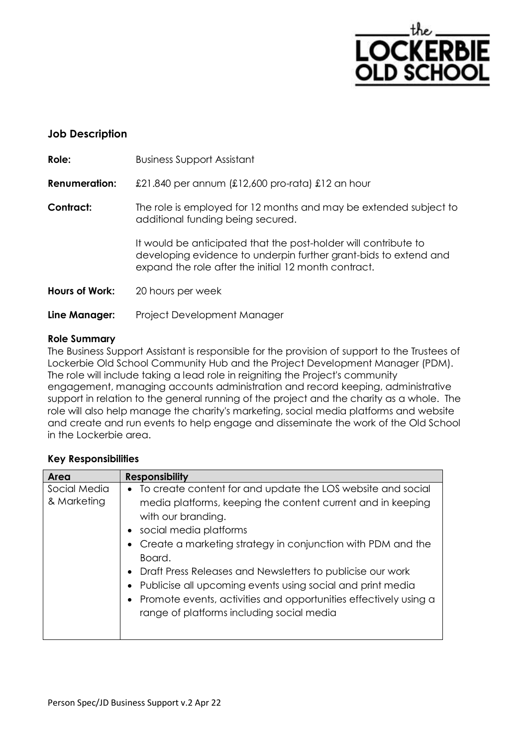## Job Description

**Role:** Business Support Assistant

**Renumeration:** £21.840 per annum (£12,600 pro-rata) £12 an hour

**Contract:** The role is employed for 12 months and may be extended subject to additional funding being secured.

It would be anticipated that the post-holder will contribute to developing evidence to underpin further grant-bids to extend and expand the role after the initial 12 month contract.

**Hours of Work:** 20 hours per week

**Line Manager:** Project Development Manager

**Role Summary**

The Business Support Assistant is responsible for the provision of support to the Trustees of Lockerbie Old School Community Hub and the Project Development Manager (PDM). The role will include taking a lead role in reigniting the Project's community engagement, managing accounts administration and record keeping, administrative support in relation to the general running of the project and the charity as a whole. The role will also help manage the charity's marketing, social media platforms and website and create and run events to help engage and disseminate the work of the Old School in the Lockerbie area.

**Key Responsibilities**

| Area | Responsibility |
|---|---|
| Social Media & Marketing | • To create content for and update the LOS website and social media platforms, keeping the content current and in keeping with our branding.<br>• social media platforms<br>• Create a marketing strategy in conjunction with PDM and the Board.<br>• Draft Press Releases and Newsletters to publicise our work<br>• Publicise all upcoming events using social and print media<br>• Promote events, activities and opportunities effectively using a range of platforms including social media |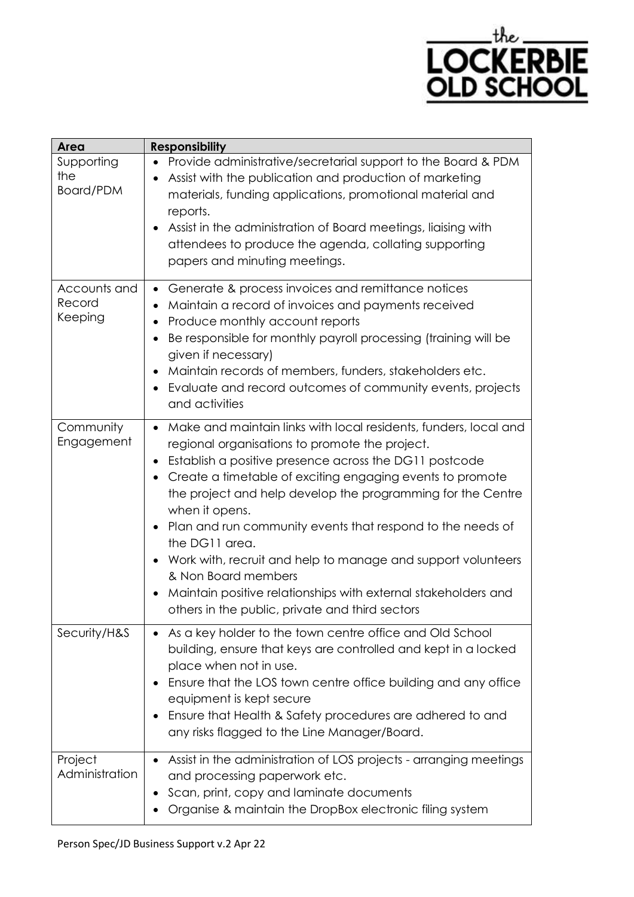| Area | Responsibility |
|---|---|
| Supporting the Board/PDM | • Provide administrative/secretarial support to the Board & PDM<br>• Assist with the publication and production of marketing materials, funding applications, promotional material and reports.<br>• Assist in the administration of Board meetings, liaising with attendees to produce the agenda, collating supporting papers and minuting meetings. |
| Accounts and Record Keeping | • Generate & process invoices and remittance notices<br>• Maintain a record of invoices and payments received<br>• Produce monthly account reports<br>• Be responsible for monthly payroll processing (training will be given if necessary)<br>• Maintain records of members, funders, stakeholders etc.<br>• Evaluate and record outcomes of community events, projects and activities |
| Community Engagement | • Make and maintain links with local residents, funders, local and regional organisations to promote the project.<br>• Establish a positive presence across the DG11 postcode<br>• Create a timetable of exciting engaging events to promote the project and help develop the programming for the Centre when it opens.<br>• Plan and run community events that respond to the needs of the DG11 area.<br>• Work with, recruit and help to manage and support volunteers & Non Board members<br>• Maintain positive relationships with external stakeholders and others in the public, private and third sectors |
| Security/H&S | • As a key holder to the town centre office and Old School building, ensure that keys are controlled and kept in a locked place when not in use.<br>• Ensure that the LOS town centre office building and any office equipment is kept secure<br>• Ensure that Health & Safety procedures are adhered to and any risks flagged to the Line Manager/Board. |
| Project Administration | • Assist in the administration of LOS projects - arranging meetings and processing paperwork etc.<br>• Scan, print, copy and laminate documents<br>• Organise & maintain the DropBox electronic filing system |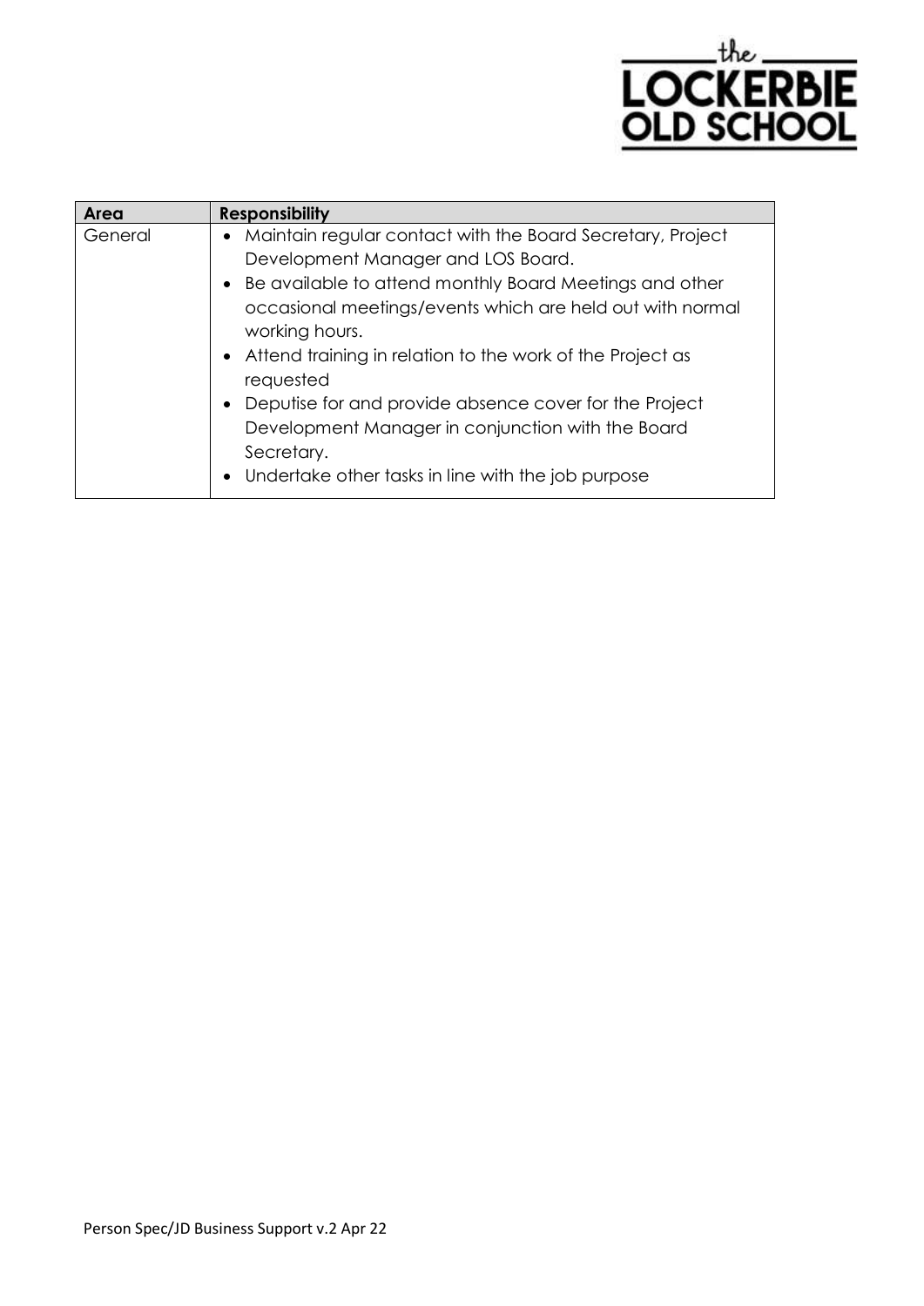| Area | Responsibility |
| --- | --- |
| General | • Maintain regular contact with the Board Secretary, Project Development Manager and LOS Board.<br>• Be available to attend monthly Board Meetings and other occasional meetings/events which are held out with normal working hours.<br>• Attend training in relation to the work of the Project as requested<br>• Deputise for and provide absence cover for the Project Development Manager in conjunction with the Board Secretary.<br>• Undertake other tasks in line with the job purpose |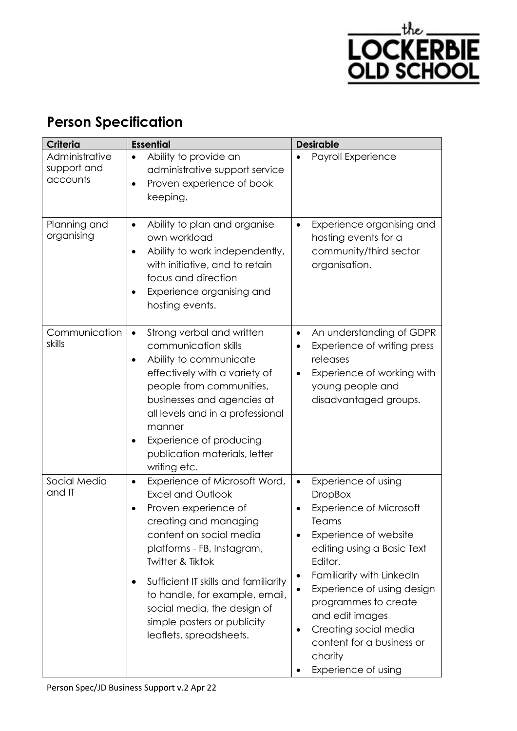## Person Specification

| Criteria | Essential | Desirable |
|---|---|---|
| Administrative support and accounts | • Ability to provide an administrative support service<br>• Proven experience of book keeping. | • Payroll Experience |
| Planning and organising | • Ability to plan and organise own workload<br>• Ability to work independently, with initiative, and to retain focus and direction<br>• Experience organising and hosting events. | • Experience organising and hosting events for a community/third sector organisation. |
| Communication skills | • Strong verbal and written communication skills<br>• Ability to communicate effectively with a variety of people from communities, businesses and agencies at all levels and in a professional manner<br>• Experience of producing publication materials, letter writing etc. | • An understanding of GDPR<br>• Experience of writing press releases<br>• Experience of working with young people and disadvantaged groups. |
| Social Media and IT | • Experience of Microsoft Word, Excel and Outlook<br>• Proven experience of creating and managing content on social media platforms - FB, Instagram, Twitter & Tiktok<br>• Sufficient IT skills and familiarity to handle, for example, email, social media, the design of simple posters or publicity leaflets, spreadsheets. | • Experience of using DropBox<br>• Experience of Microsoft Teams<br>• Experience of website editing using a Basic Text Editor.<br>• Familiarity with LinkedIn<br>• Experience of using design programmes to create and edit images<br>• Creating social media content for a business or charity<br>• Experience of using |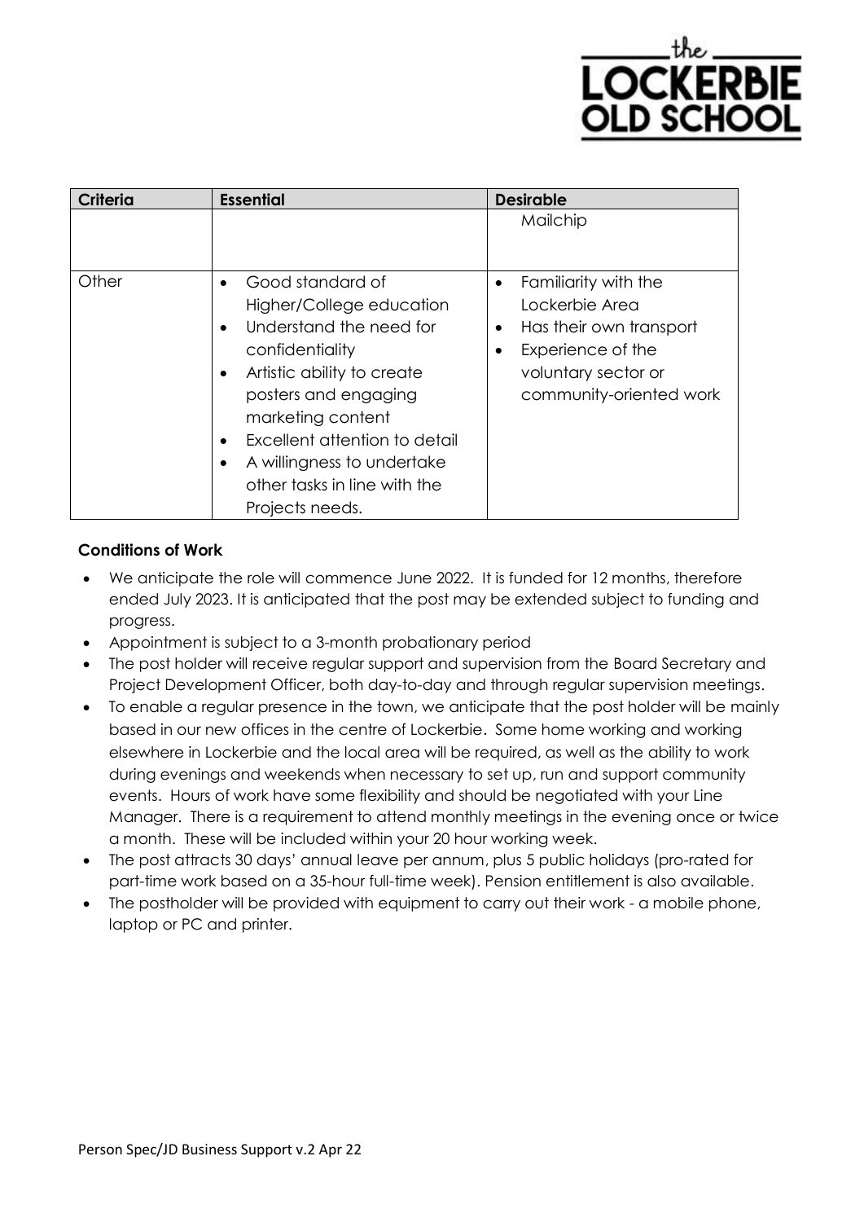| Criteria | Essential | Desirable |
|---|---|---|
| | | Mailchip |
| Other | • Good standard of Higher/College education<br>• Understand the need for confidentiality<br>• Artistic ability to create posters and engaging marketing content<br>• Excellent attention to detail<br>• A willingness to undertake other tasks in line with the Projects needs. | • Familiarity with the Lockerbie Area<br>• Has their own transport<br>• Experience of the voluntary sector or community-oriented work |

**Conditions of Work**

- We anticipate the role will commence June 2022. It is funded for 12 months, therefore ended July 2023. It is anticipated that the post may be extended subject to funding and progress.
- Appointment is subject to a 3-month probationary period
- The post holder will receive regular support and supervision from the Board Secretary and Project Development Officer, both day-to-day and through regular supervision meetings.
- To enable a regular presence in the town, we anticipate that the post holder will be mainly based in our new offices in the centre of Lockerbie. Some home working and working elsewhere in Lockerbie and the local area will be required, as well as the ability to work during evenings and weekends when necessary to set up, run and support community events. Hours of work have some flexibility and should be negotiated with your Line Manager. There is a requirement to attend monthly meetings in the evening once or twice a month. These will be included within your 20 hour working week.
- The post attracts 30 days' annual leave per annum, plus 5 public holidays (pro-rated for part-time work based on a 35-hour full-time week). Pension entitlement is also available.
- The postholder will be provided with equipment to carry out their work - a mobile phone, laptop or PC and printer.